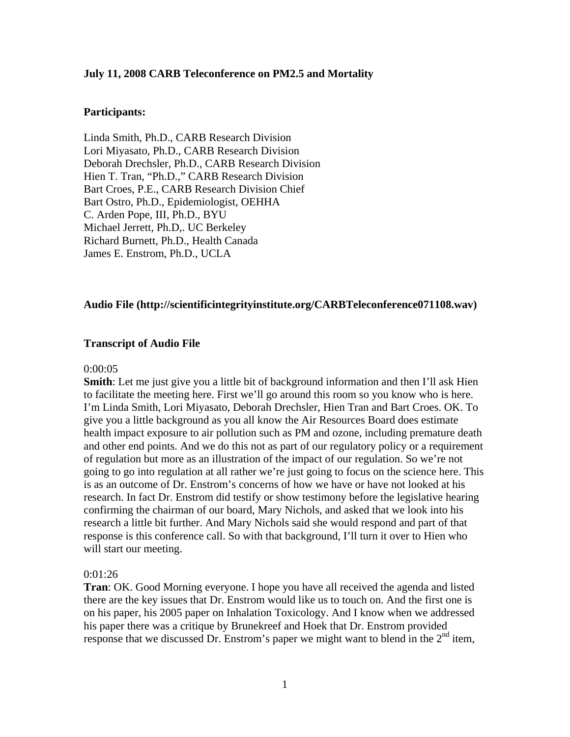**July 11, 2008 CARB Teleconference on PM2.5 and Mortality**

**Participants:**

Linda Smith, Ph.D., CARB Research Division
Lori Miyasato, Ph.D., CARB Research Division
Deborah Drechsler, Ph.D., CARB Research Division
Hien T. Tran, "Ph.D.," CARB Research Division
Bart Croes, P.E., CARB Research Division Chief
Bart Ostro, Ph.D., Epidemiologist, OEHHA
C. Arden Pope, III, Ph.D., BYU
Michael Jerrett, Ph.D,. UC Berkeley
Richard Burnett, Ph.D., Health Canada
James E. Enstrom, Ph.D., UCLA

**Audio File (http://scientificintegrityinstitute.org/CARBTeleconference071108.wav)**

**Transcript of Audio File**

0:00:05
**Smith**: Let me just give you a little bit of background information and then I'll ask Hien to facilitate the meeting here. First we'll go around this room so you know who is here. I'm Linda Smith, Lori Miyasato, Deborah Drechsler, Hien Tran and Bart Croes. OK. To give you a little background as you all know the Air Resources Board does estimate health impact exposure to air pollution such as PM and ozone, including premature death and other end points. And we do this not as part of our regulatory policy or a requirement of regulation but more as an illustration of the impact of our regulation. So we're not going to go into regulation at all rather we're just going to focus on the science here. This is as an outcome of Dr. Enstrom's concerns of how we have or have not looked at his research. In fact Dr. Enstrom did testify or show testimony before the legislative hearing confirming the chairman of our board, Mary Nichols, and asked that we look into his research a little bit further. And Mary Nichols said she would respond and part of that response is this conference call. So with that background, I'll turn it over to Hien who will start our meeting.

0:01:26
**Tran**: OK. Good Morning everyone. I hope you have all received the agenda and listed there are the key issues that Dr. Enstrom would like us to touch on. And the first one is on his paper, his 2005 paper on Inhalation Toxicology. And I know when we addressed his paper there was a critique by Brunekreef and Hoek that Dr. Enstrom provided response that we discussed Dr. Enstrom's paper we might want to blend in the 2nd item,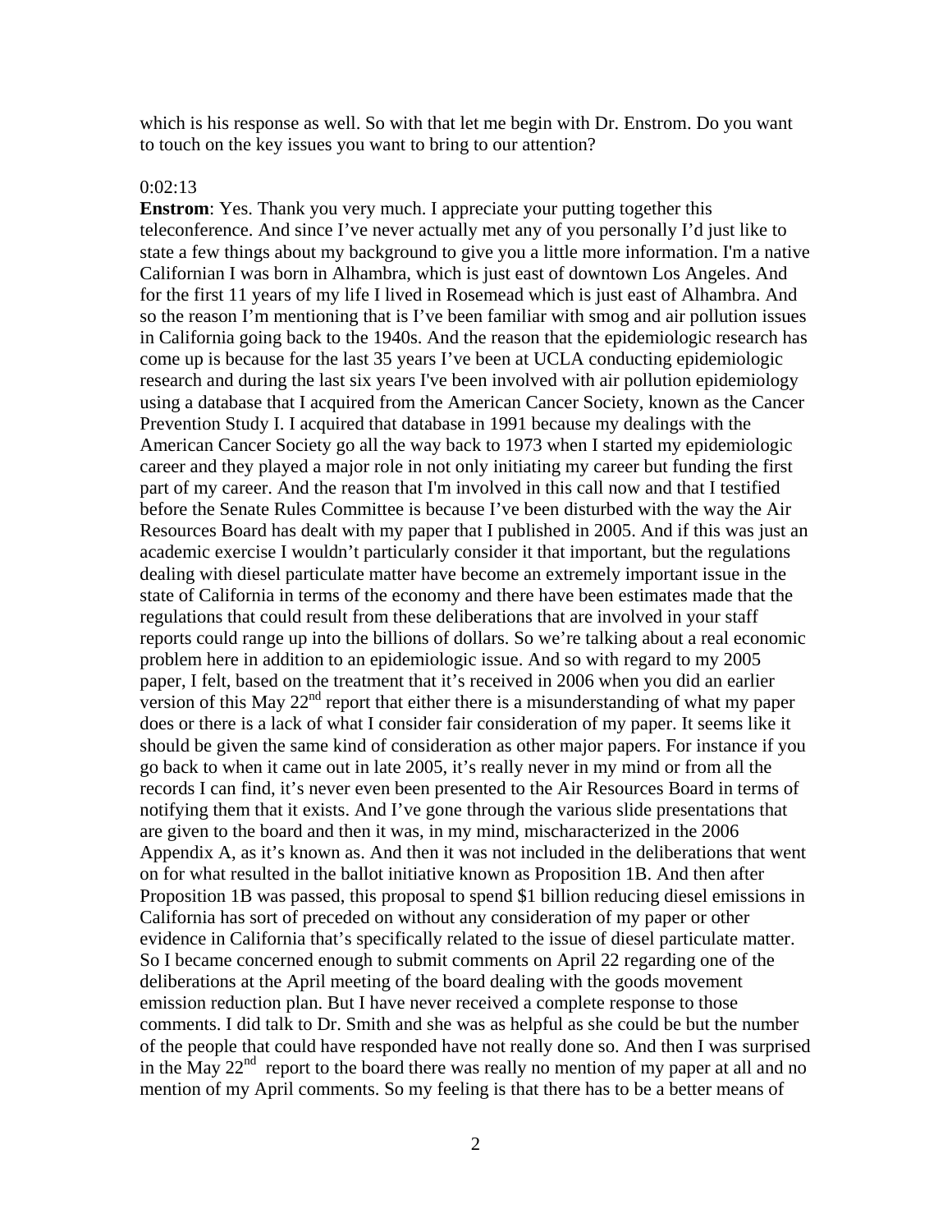which is his response as well. So with that let me begin with Dr. Enstrom. Do you want to touch on the key issues you want to bring to our attention?

0:02:13

**Enstrom**: Yes. Thank you very much. I appreciate your putting together this teleconference. And since I've never actually met any of you personally I'd just like to state a few things about my background to give you a little more information. I'm a native Californian I was born in Alhambra, which is just east of downtown Los Angeles. And for the first 11 years of my life I lived in Rosemead which is just east of Alhambra. And so the reason I'm mentioning that is I've been familiar with smog and air pollution issues in California going back to the 1940s. And the reason that the epidemiologic research has come up is because for the last 35 years I've been at UCLA conducting epidemiologic research and during the last six years I've been involved with air pollution epidemiology using a database that I acquired from the American Cancer Society, known as the Cancer Prevention Study I. I acquired that database in 1991 because my dealings with the American Cancer Society go all the way back to 1973 when I started my epidemiologic career and they played a major role in not only initiating my career but funding the first part of my career. And the reason that I'm involved in this call now and that I testified before the Senate Rules Committee is because I've been disturbed with the way the Air Resources Board has dealt with my paper that I published in 2005. And if this was just an academic exercise I wouldn't particularly consider it that important, but the regulations dealing with diesel particulate matter have become an extremely important issue in the state of California in terms of the economy and there have been estimates made that the regulations that could result from these deliberations that are involved in your staff reports could range up into the billions of dollars. So we're talking about a real economic problem here in addition to an epidemiologic issue. And so with regard to my 2005 paper, I felt, based on the treatment that it's received in 2006 when you did an earlier version of this May 22nd report that either there is a misunderstanding of what my paper does or there is a lack of what I consider fair consideration of my paper. It seems like it should be given the same kind of consideration as other major papers. For instance if you go back to when it came out in late 2005, it's really never in my mind or from all the records I can find, it's never even been presented to the Air Resources Board in terms of notifying them that it exists. And I've gone through the various slide presentations that are given to the board and then it was, in my mind, mischaracterized in the 2006 Appendix A, as it's known as. And then it was not included in the deliberations that went on for what resulted in the ballot initiative known as Proposition 1B. And then after Proposition 1B was passed, this proposal to spend \$1 billion reducing diesel emissions in California has sort of preceded on without any consideration of my paper or other evidence in California that's specifically related to the issue of diesel particulate matter. So I became concerned enough to submit comments on April 22 regarding one of the deliberations at the April meeting of the board dealing with the goods movement emission reduction plan. But I have never received a complete response to those comments. I did talk to Dr. Smith and she was as helpful as she could be but the number of the people that could have responded have not really done so. And then I was surprised in the May 22nd report to the board there was really no mention of my paper at all and no mention of my April comments. So my feeling is that there has to be a better means of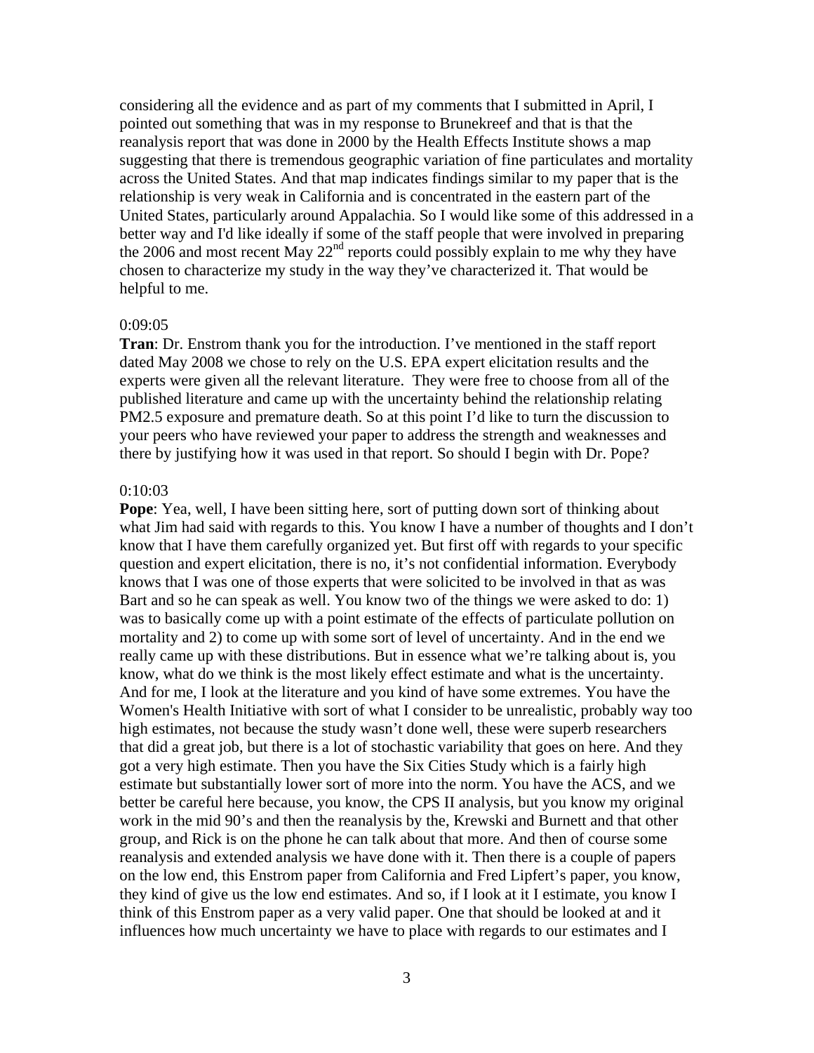considering all the evidence and as part of my comments that I submitted in April, I pointed out something that was in my response to Brunekreef and that is that the reanalysis report that was done in 2000 by the Health Effects Institute shows a map suggesting that there is tremendous geographic variation of fine particulates and mortality across the United States. And that map indicates findings similar to my paper that is the relationship is very weak in California and is concentrated in the eastern part of the United States, particularly around Appalachia. So I would like some of this addressed in a better way and I'd like ideally if some of the staff people that were involved in preparing the 2006 and most recent May 22nd reports could possibly explain to me why they have chosen to characterize my study in the way they've characterized it. That would be helpful to me.

0:09:05

**Tran**: Dr. Enstrom thank you for the introduction. I've mentioned in the staff report dated May 2008 we chose to rely on the U.S. EPA expert elicitation results and the experts were given all the relevant literature. They were free to choose from all of the published literature and came up with the uncertainty behind the relationship relating PM2.5 exposure and premature death. So at this point I'd like to turn the discussion to your peers who have reviewed your paper to address the strength and weaknesses and there by justifying how it was used in that report. So should I begin with Dr. Pope?

0:10:03

**Pope**: Yea, well, I have been sitting here, sort of putting down sort of thinking about what Jim had said with regards to this. You know I have a number of thoughts and I don't know that I have them carefully organized yet. But first off with regards to your specific question and expert elicitation, there is no, it's not confidential information. Everybody knows that I was one of those experts that were solicited to be involved in that as was Bart and so he can speak as well. You know two of the things we were asked to do: 1) was to basically come up with a point estimate of the effects of particulate pollution on mortality and 2) to come up with some sort of level of uncertainty. And in the end we really came up with these distributions. But in essence what we're talking about is, you know, what do we think is the most likely effect estimate and what is the uncertainty. And for me, I look at the literature and you kind of have some extremes. You have the Women's Health Initiative with sort of what I consider to be unrealistic, probably way too high estimates, not because the study wasn't done well, these were superb researchers that did a great job, but there is a lot of stochastic variability that goes on here. And they got a very high estimate. Then you have the Six Cities Study which is a fairly high estimate but substantially lower sort of more into the norm. You have the ACS, and we better be careful here because, you know, the CPS II analysis, but you know my original work in the mid 90's and then the reanalysis by the, Krewski and Burnett and that other group, and Rick is on the phone he can talk about that more. And then of course some reanalysis and extended analysis we have done with it. Then there is a couple of papers on the low end, this Enstrom paper from California and Fred Lipfert's paper, you know, they kind of give us the low end estimates. And so, if I look at it I estimate, you know I think of this Enstrom paper as a very valid paper. One that should be looked at and it influences how much uncertainty we have to place with regards to our estimates and I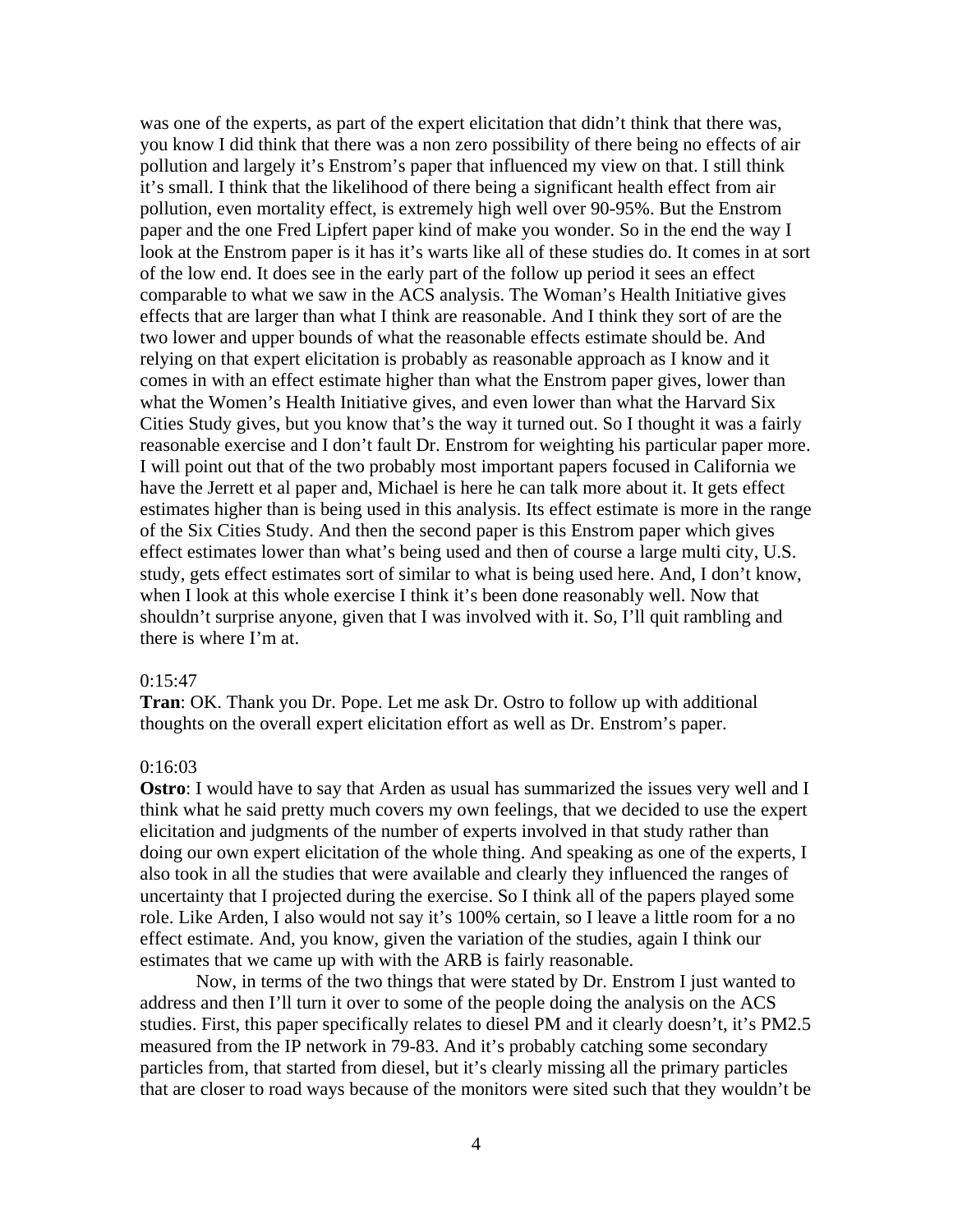was one of the experts, as part of the expert elicitation that didn't think that there was, you know I did think that there was a non zero possibility of there being no effects of air pollution and largely it's Enstrom's paper that influenced my view on that. I still think it's small. I think that the likelihood of there being a significant health effect from air pollution, even mortality effect, is extremely high well over 90-95%. But the Enstrom paper and the one Fred Lipfert paper kind of make you wonder. So in the end the way I look at the Enstrom paper is it has it's warts like all of these studies do. It comes in at sort of the low end. It does see in the early part of the follow up period it sees an effect comparable to what we saw in the ACS analysis. The Woman's Health Initiative gives effects that are larger than what I think are reasonable. And I think they sort of are the two lower and upper bounds of what the reasonable effects estimate should be. And relying on that expert elicitation is probably as reasonable approach as I know and it comes in with an effect estimate higher than what the Enstrom paper gives, lower than what the Women's Health Initiative gives, and even lower than what the Harvard Six Cities Study gives, but you know that's the way it turned out. So I thought it was a fairly reasonable exercise and I don't fault Dr. Enstrom for weighting his particular paper more. I will point out that of the two probably most important papers focused in California we have the Jerrett et al paper and, Michael is here he can talk more about it. It gets effect estimates higher than is being used in this analysis. Its effect estimate is more in the range of the Six Cities Study. And then the second paper is this Enstrom paper which gives effect estimates lower than what's being used and then of course a large multi city, U.S. study, gets effect estimates sort of similar to what is being used here. And, I don't know, when I look at this whole exercise I think it's been done reasonably well. Now that shouldn't surprise anyone, given that I was involved with it. So, I'll quit rambling and there is where I'm at.

0:15:47

**Tran**: OK. Thank you Dr. Pope. Let me ask Dr. Ostro to follow up with additional thoughts on the overall expert elicitation effort as well as Dr. Enstrom's paper.

0:16:03

**Ostro**: I would have to say that Arden as usual has summarized the issues very well and I think what he said pretty much covers my own feelings, that we decided to use the expert elicitation and judgments of the number of experts involved in that study rather than doing our own expert elicitation of the whole thing. And speaking as one of the experts, I also took in all the studies that were available and clearly they influenced the ranges of uncertainty that I projected during the exercise. So I think all of the papers played some role. Like Arden, I also would not say it's 100% certain, so I leave a little room for a no effect estimate. And, you know, given the variation of the studies, again I think our estimates that we came up with with the ARB is fairly reasonable.

Now, in terms of the two things that were stated by Dr. Enstrom I just wanted to address and then I'll turn it over to some of the people doing the analysis on the ACS studies. First, this paper specifically relates to diesel PM and it clearly doesn't, it's PM2.5 measured from the IP network in 79-83. And it's probably catching some secondary particles from, that started from diesel, but it's clearly missing all the primary particles that are closer to road ways because of the monitors were sited such that they wouldn't be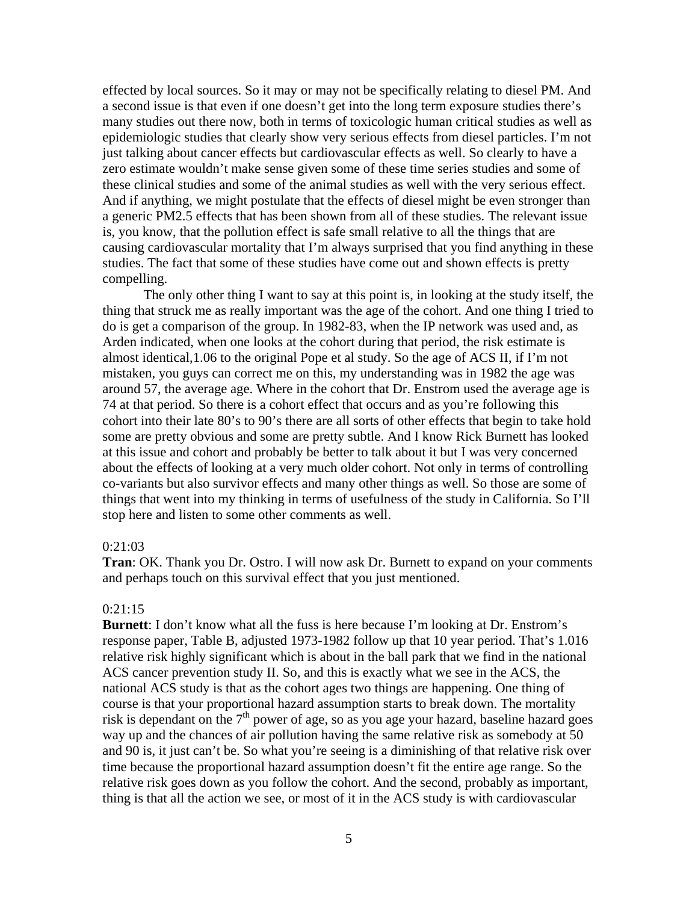effected by local sources. So it may or may not be specifically relating to diesel PM. And a second issue is that even if one doesn't get into the long term exposure studies there's many studies out there now, both in terms of toxicologic human critical studies as well as epidemiologic studies that clearly show very serious effects from diesel particles. I'm not just talking about cancer effects but cardiovascular effects as well. So clearly to have a zero estimate wouldn't make sense given some of these time series studies and some of these clinical studies and some of the animal studies as well with the very serious effect. And if anything, we might postulate that the effects of diesel might be even stronger than a generic PM2.5 effects that has been shown from all of these studies. The relevant issue is, you know, that the pollution effect is safe small relative to all the things that are causing cardiovascular mortality that I'm always surprised that you find anything in these studies. The fact that some of these studies have come out and shown effects is pretty compelling.

The only other thing I want to say at this point is, in looking at the study itself, the thing that struck me as really important was the age of the cohort. And one thing I tried to do is get a comparison of the group. In 1982-83, when the IP network was used and, as Arden indicated, when one looks at the cohort during that period, the risk estimate is almost identical,1.06 to the original Pope et al study. So the age of ACS II, if I'm not mistaken, you guys can correct me on this, my understanding was in 1982 the age was around 57, the average age. Where in the cohort that Dr. Enstrom used the average age is 74 at that period. So there is a cohort effect that occurs and as you're following this cohort into their late 80's to 90's there are all sorts of other effects that begin to take hold some are pretty obvious and some are pretty subtle. And I know Rick Burnett has looked at this issue and cohort and probably be better to talk about it but I was very concerned about the effects of looking at a very much older cohort. Not only in terms of controlling co-variants but also survivor effects and many other things as well. So those are some of things that went into my thinking in terms of usefulness of the study in California. So I'll stop here and listen to some other comments as well.

0:21:03

**Tran**: OK. Thank you Dr. Ostro. I will now ask Dr. Burnett to expand on your comments and perhaps touch on this survival effect that you just mentioned.

0:21:15

**Burnett**: I don't know what all the fuss is here because I'm looking at Dr. Enstrom's response paper, Table B, adjusted 1973-1982 follow up that 10 year period. That's 1.016 relative risk highly significant which is about in the ball park that we find in the national ACS cancer prevention study II. So, and this is exactly what we see in the ACS, the national ACS study is that as the cohort ages two things are happening. One thing of course is that your proportional hazard assumption starts to break down. The mortality risk is dependant on the $7^{th}$ power of age, so as you age your hazard, baseline hazard goes way up and the chances of air pollution having the same relative risk as somebody at 50 and 90 is, it just can't be. So what you're seeing is a diminishing of that relative risk over time because the proportional hazard assumption doesn't fit the entire age range. So the relative risk goes down as you follow the cohort. And the second, probably as important, thing is that all the action we see, or most of it in the ACS study is with cardiovascular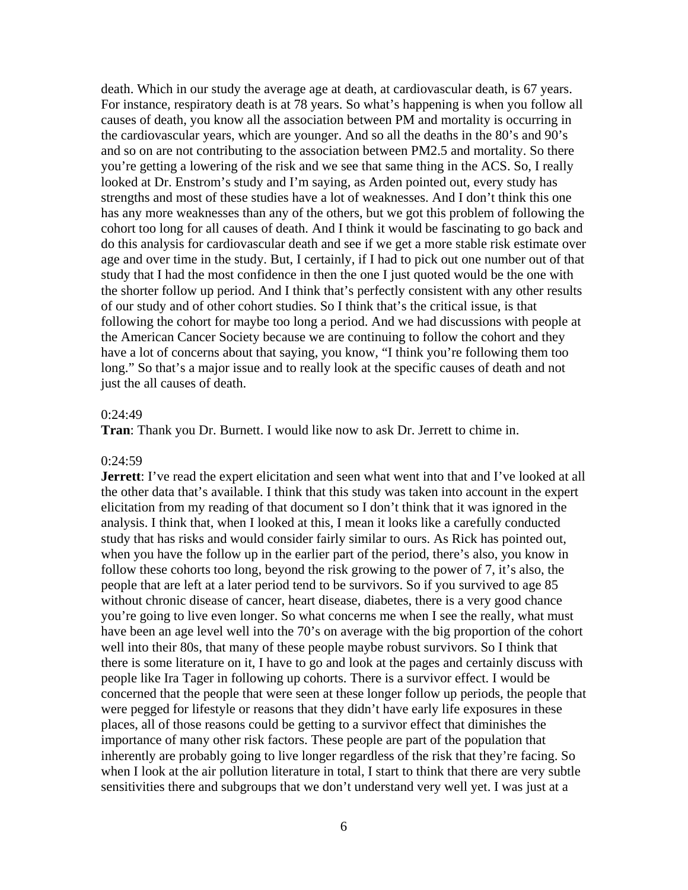death. Which in our study the average age at death, at cardiovascular death, is 67 years. For instance, respiratory death is at 78 years. So what's happening is when you follow all causes of death, you know all the association between PM and mortality is occurring in the cardiovascular years, which are younger. And so all the deaths in the 80's and 90's and so on are not contributing to the association between PM2.5 and mortality. So there you're getting a lowering of the risk and we see that same thing in the ACS. So, I really looked at Dr. Enstrom's study and I'm saying, as Arden pointed out, every study has strengths and most of these studies have a lot of weaknesses. And I don't think this one has any more weaknesses than any of the others, but we got this problem of following the cohort too long for all causes of death. And I think it would be fascinating to go back and do this analysis for cardiovascular death and see if we get a more stable risk estimate over age and over time in the study. But, I certainly, if I had to pick out one number out of that study that I had the most confidence in then the one I just quoted would be the one with the shorter follow up period. And I think that's perfectly consistent with any other results of our study and of other cohort studies. So I think that's the critical issue, is that following the cohort for maybe too long a period. And we had discussions with people at the American Cancer Society because we are continuing to follow the cohort and they have a lot of concerns about that saying, you know, "I think you're following them too long." So that's a major issue and to really look at the specific causes of death and not just the all causes of death.

0:24:49

**Tran**: Thank you Dr. Burnett. I would like now to ask Dr. Jerrett to chime in.

0:24:59

**Jerrett**: I've read the expert elicitation and seen what went into that and I've looked at all the other data that's available. I think that this study was taken into account in the expert elicitation from my reading of that document so I don't think that it was ignored in the analysis. I think that, when I looked at this, I mean it looks like a carefully conducted study that has risks and would consider fairly similar to ours. As Rick has pointed out, when you have the follow up in the earlier part of the period, there's also, you know in follow these cohorts too long, beyond the risk growing to the power of 7, it's also, the people that are left at a later period tend to be survivors. So if you survived to age 85 without chronic disease of cancer, heart disease, diabetes, there is a very good chance you're going to live even longer. So what concerns me when I see the really, what must have been an age level well into the 70's on average with the big proportion of the cohort well into their 80s, that many of these people maybe robust survivors. So I think that there is some literature on it, I have to go and look at the pages and certainly discuss with people like Ira Tager in following up cohorts. There is a survivor effect. I would be concerned that the people that were seen at these longer follow up periods, the people that were pegged for lifestyle or reasons that they didn't have early life exposures in these places, all of those reasons could be getting to a survivor effect that diminishes the importance of many other risk factors. These people are part of the population that inherently are probably going to live longer regardless of the risk that they're facing. So when I look at the air pollution literature in total, I start to think that there are very subtle sensitivities there and subgroups that we don't understand very well yet. I was just at a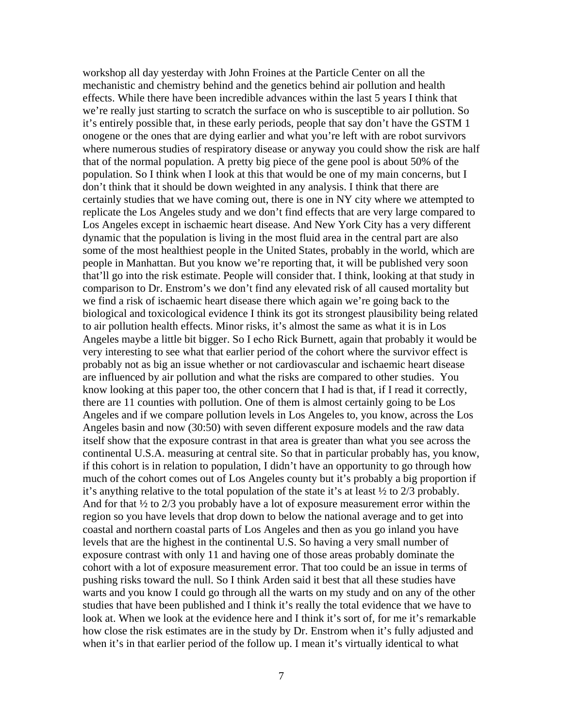workshop all day yesterday with John Froines at the Particle Center on all the mechanistic and chemistry behind and the genetics behind air pollution and health effects. While there have been incredible advances within the last 5 years I think that we're really just starting to scratch the surface on who is susceptible to air pollution. So it's entirely possible that, in these early periods, people that say don't have the GSTM 1 onogene or the ones that are dying earlier and what you're left with are robot survivors where numerous studies of respiratory disease or anyway you could show the risk are half that of the normal population. A pretty big piece of the gene pool is about 50% of the population. So I think when I look at this that would be one of my main concerns, but I don't think that it should be down weighted in any analysis. I think that there are certainly studies that we have coming out, there is one in NY city where we attempted to replicate the Los Angeles study and we don't find effects that are very large compared to Los Angeles except in ischaemic heart disease. And New York City has a very different dynamic that the population is living in the most fluid area in the central part are also some of the most healthiest people in the United States, probably in the world, which are people in Manhattan. But you know we're reporting that, it will be published very soon that'll go into the risk estimate. People will consider that. I think, looking at that study in comparison to Dr. Enstrom's we don't find any elevated risk of all caused mortality but we find a risk of ischaemic heart disease there which again we're going back to the biological and toxicological evidence I think its got its strongest plausibility being related to air pollution health effects. Minor risks, it's almost the same as what it is in Los Angeles maybe a little bit bigger. So I echo Rick Burnett, again that probably it would be very interesting to see what that earlier period of the cohort where the survivor effect is probably not as big an issue whether or not cardiovascular and ischaemic heart disease are influenced by air pollution and what the risks are compared to other studies. You know looking at this paper too, the other concern that I had is that, if I read it correctly, there are 11 counties with pollution. One of them is almost certainly going to be Los Angeles and if we compare pollution levels in Los Angeles to, you know, across the Los Angeles basin and now (30:50) with seven different exposure models and the raw data itself show that the exposure contrast in that area is greater than what you see across the continental U.S.A. measuring at central site. So that in particular probably has, you know, if this cohort is in relation to population, I didn't have an opportunity to go through how much of the cohort comes out of Los Angeles county but it's probably a big proportion if it's anything relative to the total population of the state it's at least ½ to 2/3 probably. And for that ½ to 2/3 you probably have a lot of exposure measurement error within the region so you have levels that drop down to below the national average and to get into coastal and northern coastal parts of Los Angeles and then as you go inland you have levels that are the highest in the continental U.S. So having a very small number of exposure contrast with only 11 and having one of those areas probably dominate the cohort with a lot of exposure measurement error. That too could be an issue in terms of pushing risks toward the null. So I think Arden said it best that all these studies have warts and you know I could go through all the warts on my study and on any of the other studies that have been published and I think it's really the total evidence that we have to look at. When we look at the evidence here and I think it's sort of, for me it's remarkable how close the risk estimates are in the study by Dr. Enstrom when it's fully adjusted and when it's in that earlier period of the follow up. I mean it's virtually identical to what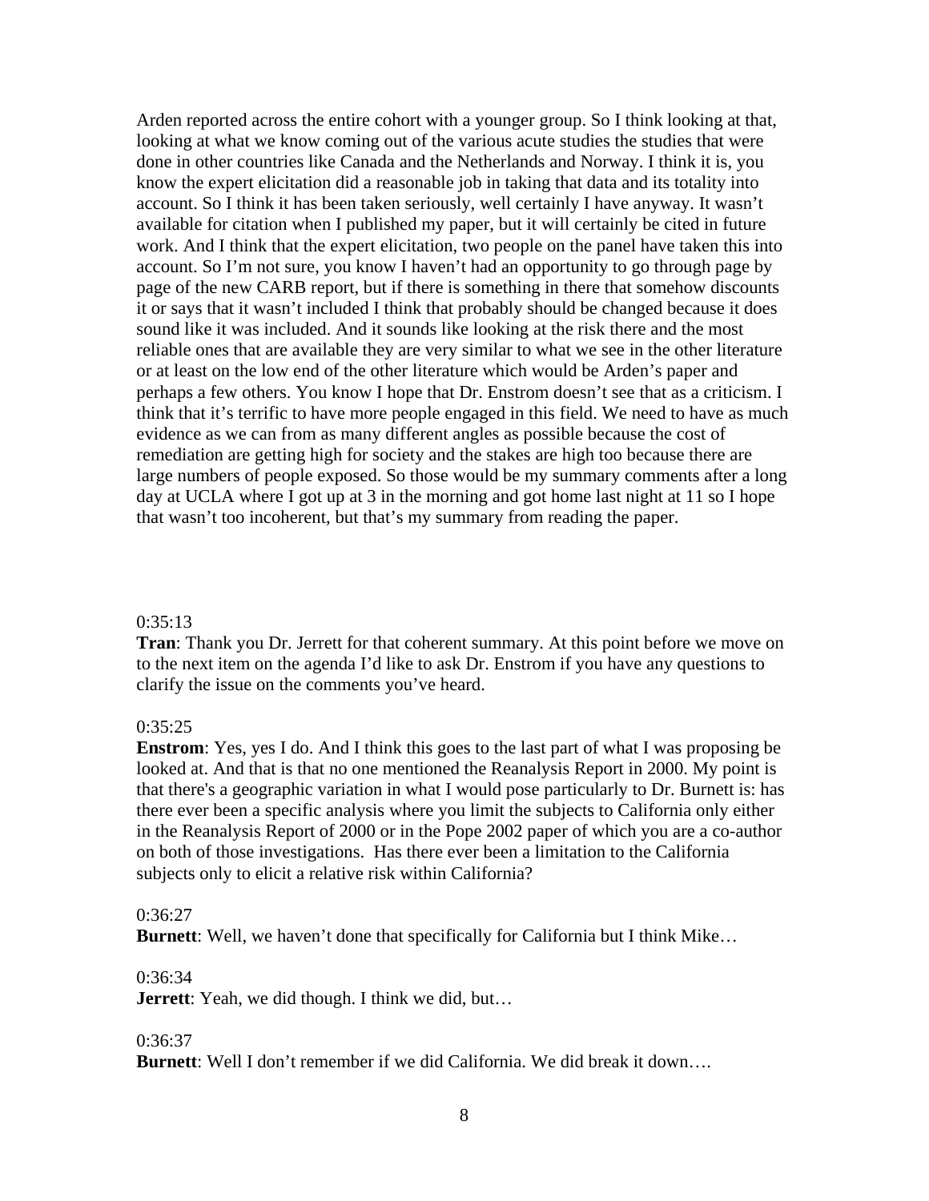Arden reported across the entire cohort with a younger group. So I think looking at that, looking at what we know coming out of the various acute studies the studies that were done in other countries like Canada and the Netherlands and Norway. I think it is, you know the expert elicitation did a reasonable job in taking that data and its totality into account. So I think it has been taken seriously, well certainly I have anyway. It wasn't available for citation when I published my paper, but it will certainly be cited in future work. And I think that the expert elicitation, two people on the panel have taken this into account. So I'm not sure, you know I haven't had an opportunity to go through page by page of the new CARB report, but if there is something in there that somehow discounts it or says that it wasn't included I think that probably should be changed because it does sound like it was included. And it sounds like looking at the risk there and the most reliable ones that are available they are very similar to what we see in the other literature or at least on the low end of the other literature which would be Arden's paper and perhaps a few others. You know I hope that Dr. Enstrom doesn't see that as a criticism. I think that it's terrific to have more people engaged in this field. We need to have as much evidence as we can from as many different angles as possible because the cost of remediation are getting high for society and the stakes are high too because there are large numbers of people exposed. So those would be my summary comments after a long day at UCLA where I got up at 3 in the morning and got home last night at 11 so I hope that wasn't too incoherent, but that's my summary from reading the paper.

0:35:13

**Tran**: Thank you Dr. Jerrett for that coherent summary. At this point before we move on to the next item on the agenda I'd like to ask Dr. Enstrom if you have any questions to clarify the issue on the comments you've heard.

0:35:25

**Enstrom**: Yes, yes I do. And I think this goes to the last part of what I was proposing be looked at. And that is that no one mentioned the Reanalysis Report in 2000. My point is that there's a geographic variation in what I would pose particularly to Dr. Burnett is: has there ever been a specific analysis where you limit the subjects to California only either in the Reanalysis Report of 2000 or in the Pope 2002 paper of which you are a co-author on both of those investigations. Has there ever been a limitation to the California subjects only to elicit a relative risk within California?

0:36:27

**Burnett**: Well, we haven't done that specifically for California but I think Mike…

0:36:34

**Jerrett**: Yeah, we did though. I think we did, but…

0:36:37

**Burnett**: Well I don't remember if we did California. We did break it down….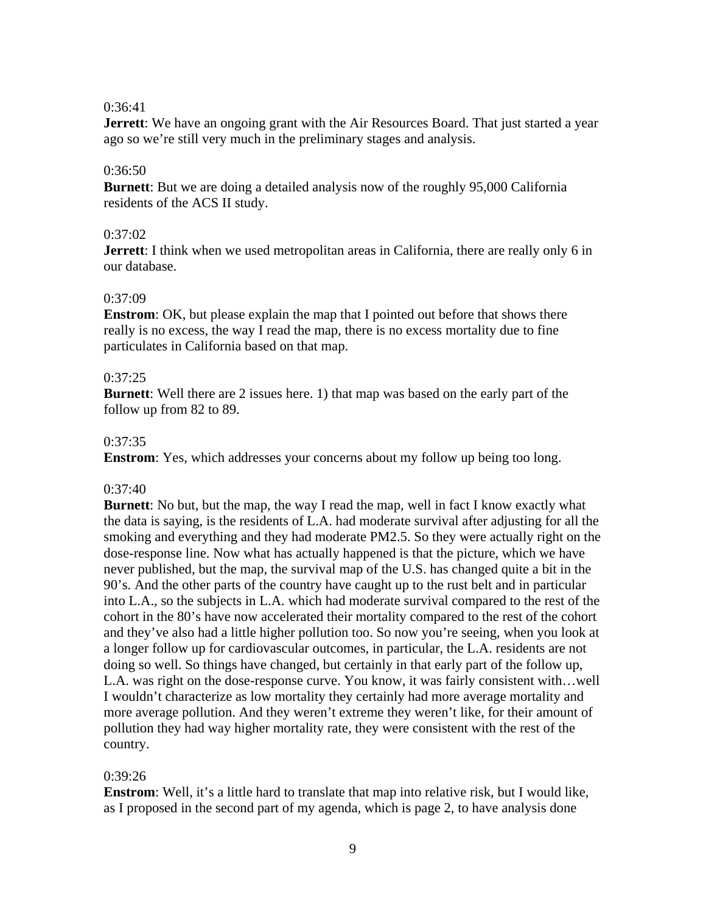0:36:41

**Jerrett**: We have an ongoing grant with the Air Resources Board. That just started a year ago so we're still very much in the preliminary stages and analysis.

0:36:50

**Burnett**: But we are doing a detailed analysis now of the roughly 95,000 California residents of the ACS II study.

0:37:02

**Jerrett**: I think when we used metropolitan areas in California, there are really only 6 in our database.

0:37:09

**Enstrom**: OK, but please explain the map that I pointed out before that shows there really is no excess, the way I read the map, there is no excess mortality due to fine particulates in California based on that map.

0:37:25

**Burnett**: Well there are 2 issues here. 1) that map was based on the early part of the follow up from 82 to 89.

0:37:35

**Enstrom**: Yes, which addresses your concerns about my follow up being too long.

0:37:40

**Burnett**: No but, but the map, the way I read the map, well in fact I know exactly what the data is saying, is the residents of L.A. had moderate survival after adjusting for all the smoking and everything and they had moderate PM2.5. So they were actually right on the dose-response line. Now what has actually happened is that the picture, which we have never published, but the map, the survival map of the U.S. has changed quite a bit in the 90's. And the other parts of the country have caught up to the rust belt and in particular into L.A., so the subjects in L.A. which had moderate survival compared to the rest of the cohort in the 80's have now accelerated their mortality compared to the rest of the cohort and they've also had a little higher pollution too. So now you're seeing, when you look at a longer follow up for cardiovascular outcomes, in particular, the L.A. residents are not doing so well. So things have changed, but certainly in that early part of the follow up, L.A. was right on the dose-response curve. You know, it was fairly consistent with…well I wouldn't characterize as low mortality they certainly had more average mortality and more average pollution. And they weren't extreme they weren't like, for their amount of pollution they had way higher mortality rate, they were consistent with the rest of the country.

0:39:26

**Enstrom**: Well, it's a little hard to translate that map into relative risk, but I would like, as I proposed in the second part of my agenda, which is page 2, to have analysis done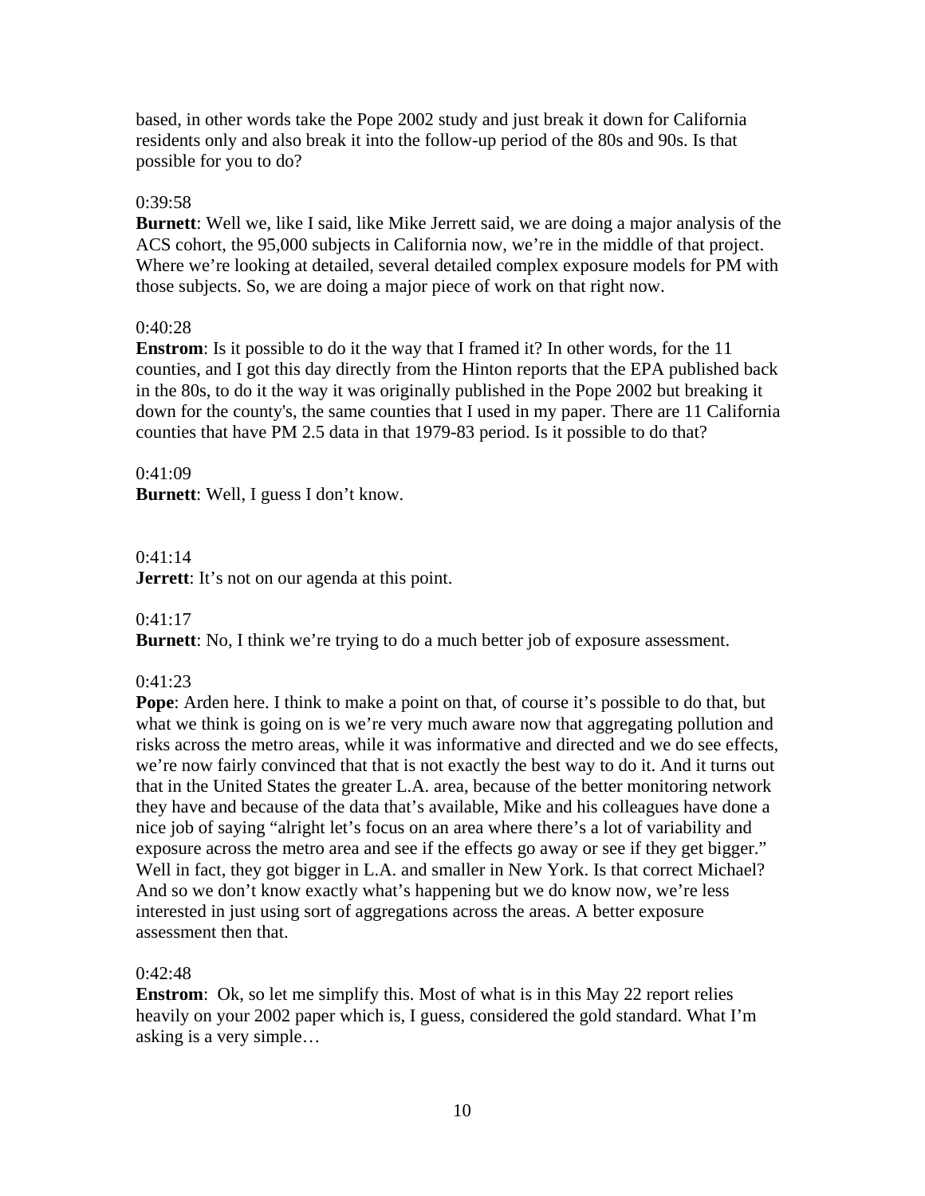based, in other words take the Pope 2002 study and just break it down for California residents only and also break it into the follow-up period of the 80s and 90s. Is that possible for you to do?

0:39:58

**Burnett**: Well we, like I said, like Mike Jerrett said, we are doing a major analysis of the ACS cohort, the 95,000 subjects in California now, we're in the middle of that project. Where we're looking at detailed, several detailed complex exposure models for PM with those subjects. So, we are doing a major piece of work on that right now.

0:40:28

**Enstrom**: Is it possible to do it the way that I framed it? In other words, for the 11 counties, and I got this day directly from the Hinton reports that the EPA published back in the 80s, to do it the way it was originally published in the Pope 2002 but breaking it down for the county's, the same counties that I used in my paper. There are 11 California counties that have PM 2.5 data in that 1979-83 period. Is it possible to do that?

0:41:09

**Burnett**: Well, I guess I don't know.

0:41:14

**Jerrett**: It's not on our agenda at this point.

0:41:17

**Burnett**: No, I think we're trying to do a much better job of exposure assessment.

0:41:23

**Pope**: Arden here. I think to make a point on that, of course it's possible to do that, but what we think is going on is we're very much aware now that aggregating pollution and risks across the metro areas, while it was informative and directed and we do see effects, we're now fairly convinced that that is not exactly the best way to do it. And it turns out that in the United States the greater L.A. area, because of the better monitoring network they have and because of the data that's available, Mike and his colleagues have done a nice job of saying "alright let's focus on an area where there's a lot of variability and exposure across the metro area and see if the effects go away or see if they get bigger." Well in fact, they got bigger in L.A. and smaller in New York. Is that correct Michael? And so we don't know exactly what's happening but we do know now, we're less interested in just using sort of aggregations across the areas. A better exposure assessment then that.

0:42:48

**Enstrom**: Ok, so let me simplify this. Most of what is in this May 22 report relies heavily on your 2002 paper which is, I guess, considered the gold standard. What I'm asking is a very simple…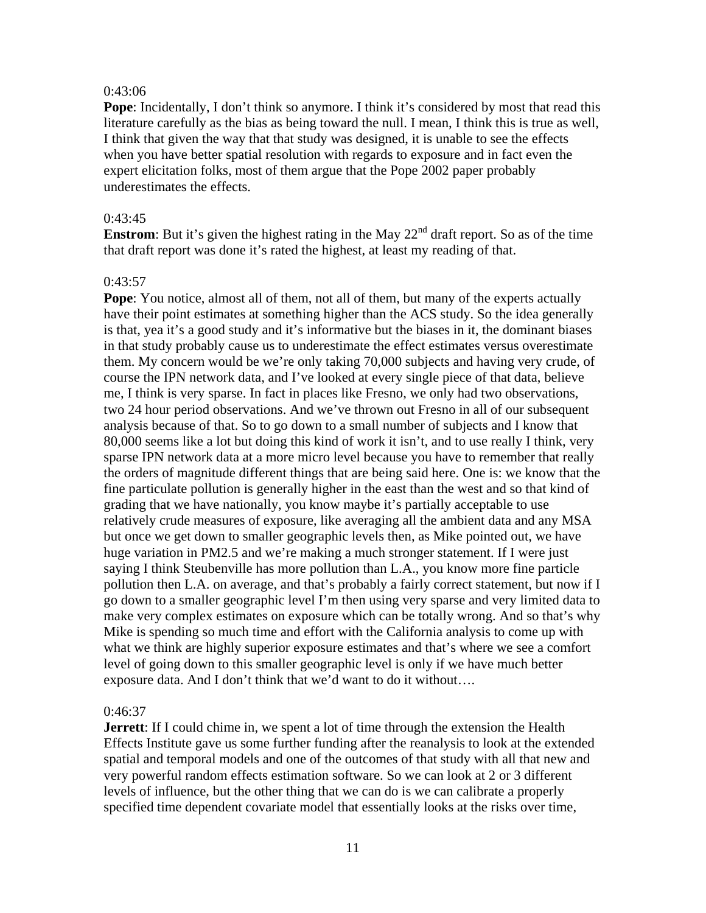0:43:06

**Pope**: Incidentally, I don't think so anymore. I think it's considered by most that read this literature carefully as the bias as being toward the null. I mean, I think this is true as well, I think that given the way that that study was designed, it is unable to see the effects when you have better spatial resolution with regards to exposure and in fact even the expert elicitation folks, most of them argue that the Pope 2002 paper probably underestimates the effects.

0:43:45

**Enstrom**: But it's given the highest rating in the May 22nd draft report. So as of the time that draft report was done it's rated the highest, at least my reading of that.

0:43:57

**Pope**: You notice, almost all of them, not all of them, but many of the experts actually have their point estimates at something higher than the ACS study. So the idea generally is that, yea it's a good study and it's informative but the biases in it, the dominant biases in that study probably cause us to underestimate the effect estimates versus overestimate them. My concern would be we're only taking 70,000 subjects and having very crude, of course the IPN network data, and I've looked at every single piece of that data, believe me, I think is very sparse. In fact in places like Fresno, we only had two observations, two 24 hour period observations. And we've thrown out Fresno in all of our subsequent analysis because of that. So to go down to a small number of subjects and I know that 80,000 seems like a lot but doing this kind of work it isn't, and to use really I think, very sparse IPN network data at a more micro level because you have to remember that really the orders of magnitude different things that are being said here. One is: we know that the fine particulate pollution is generally higher in the east than the west and so that kind of grading that we have nationally, you know maybe it's partially acceptable to use relatively crude measures of exposure, like averaging all the ambient data and any MSA but once we get down to smaller geographic levels then, as Mike pointed out, we have huge variation in PM2.5 and we're making a much stronger statement. If I were just saying I think Steubenville has more pollution than L.A., you know more fine particle pollution then L.A. on average, and that's probably a fairly correct statement, but now if I go down to a smaller geographic level I'm then using very sparse and very limited data to make very complex estimates on exposure which can be totally wrong. And so that's why Mike is spending so much time and effort with the California analysis to come up with what we think are highly superior exposure estimates and that's where we see a comfort level of going down to this smaller geographic level is only if we have much better exposure data. And I don't think that we'd want to do it without….

0:46:37

**Jerrett**: If I could chime in, we spent a lot of time through the extension the Health Effects Institute gave us some further funding after the reanalysis to look at the extended spatial and temporal models and one of the outcomes of that study with all that new and very powerful random effects estimation software. So we can look at 2 or 3 different levels of influence, but the other thing that we can do is we can calibrate a properly specified time dependent covariate model that essentially looks at the risks over time,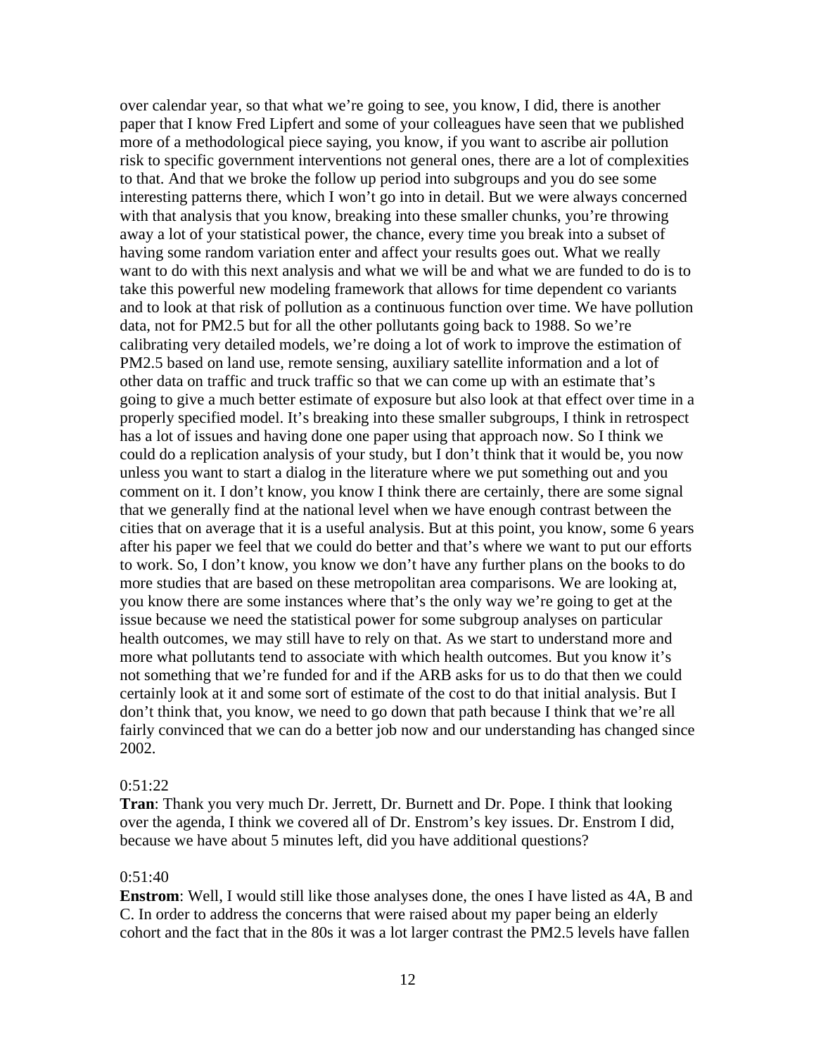over calendar year, so that what we're going to see, you know, I did, there is another paper that I know Fred Lipfert and some of your colleagues have seen that we published more of a methodological piece saying, you know, if you want to ascribe air pollution risk to specific government interventions not general ones, there are a lot of complexities to that. And that we broke the follow up period into subgroups and you do see some interesting patterns there, which I won't go into in detail. But we were always concerned with that analysis that you know, breaking into these smaller chunks, you're throwing away a lot of your statistical power, the chance, every time you break into a subset of having some random variation enter and affect your results goes out. What we really want to do with this next analysis and what we will be and what we are funded to do is to take this powerful new modeling framework that allows for time dependent co variants and to look at that risk of pollution as a continuous function over time. We have pollution data, not for PM2.5 but for all the other pollutants going back to 1988. So we're calibrating very detailed models, we're doing a lot of work to improve the estimation of PM2.5 based on land use, remote sensing, auxiliary satellite information and a lot of other data on traffic and truck traffic so that we can come up with an estimate that's going to give a much better estimate of exposure but also look at that effect over time in a properly specified model. It's breaking into these smaller subgroups, I think in retrospect has a lot of issues and having done one paper using that approach now. So I think we could do a replication analysis of your study, but I don't think that it would be, you now unless you want to start a dialog in the literature where we put something out and you comment on it. I don't know, you know I think there are certainly, there are some signal that we generally find at the national level when we have enough contrast between the cities that on average that it is a useful analysis. But at this point, you know, some 6 years after his paper we feel that we could do better and that's where we want to put our efforts to work. So, I don't know, you know we don't have any further plans on the books to do more studies that are based on these metropolitan area comparisons. We are looking at, you know there are some instances where that's the only way we're going to get at the issue because we need the statistical power for some subgroup analyses on particular health outcomes, we may still have to rely on that. As we start to understand more and more what pollutants tend to associate with which health outcomes. But you know it's not something that we're funded for and if the ARB asks for us to do that then we could certainly look at it and some sort of estimate of the cost to do that initial analysis. But I don't think that, you know, we need to go down that path because I think that we're all fairly convinced that we can do a better job now and our understanding has changed since 2002.

0:51:22

**Tran**: Thank you very much Dr. Jerrett, Dr. Burnett and Dr. Pope. I think that looking over the agenda, I think we covered all of Dr. Enstrom's key issues. Dr. Enstrom I did, because we have about 5 minutes left, did you have additional questions?

0:51:40

**Enstrom**: Well, I would still like those analyses done, the ones I have listed as 4A, B and C. In order to address the concerns that were raised about my paper being an elderly cohort and the fact that in the 80s it was a lot larger contrast the PM2.5 levels have fallen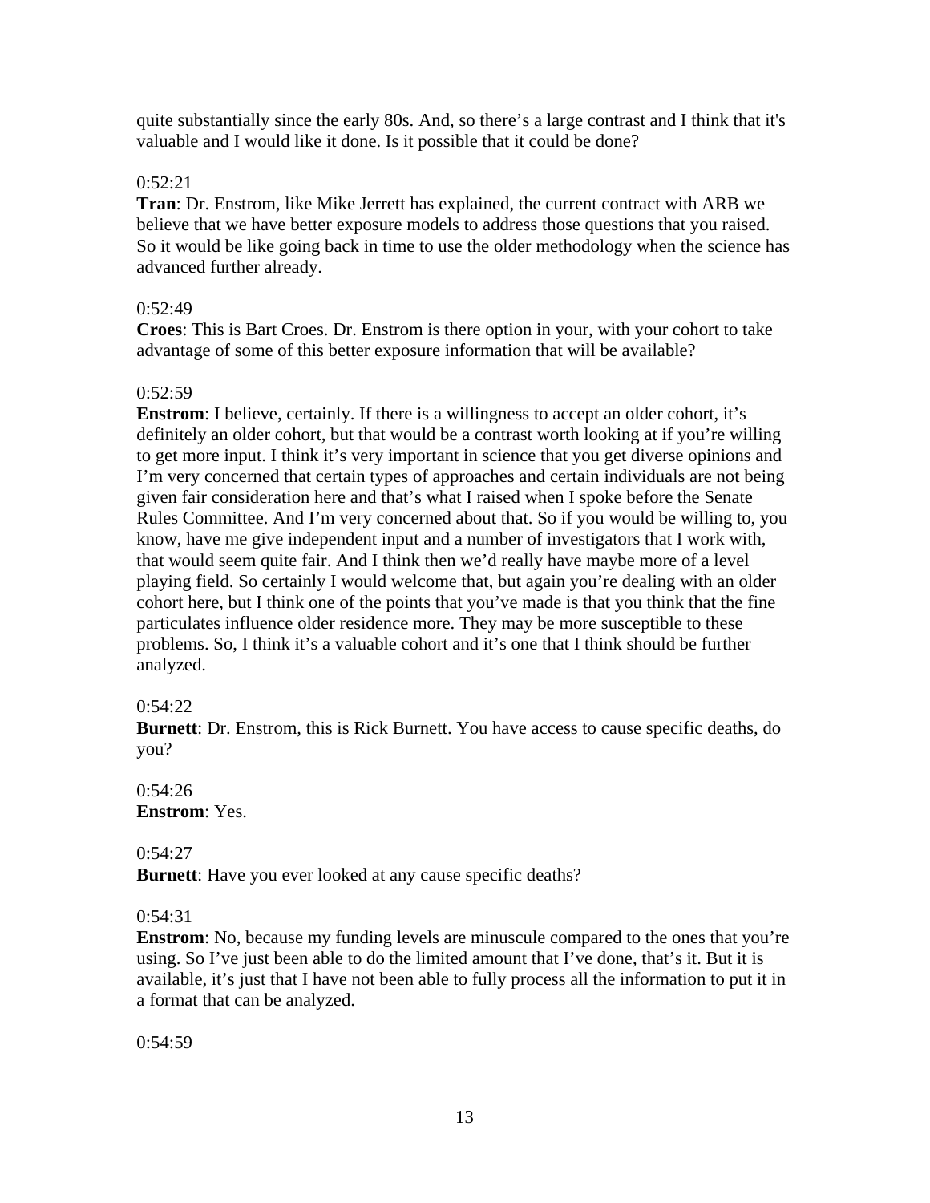quite substantially since the early 80s. And, so there's a large contrast and I think that it's valuable and I would like it done. Is it possible that it could be done?

0:52:21

**Tran**: Dr. Enstrom, like Mike Jerrett has explained, the current contract with ARB we believe that we have better exposure models to address those questions that you raised. So it would be like going back in time to use the older methodology when the science has advanced further already.

0:52:49

**Croes**: This is Bart Croes. Dr. Enstrom is there option in your, with your cohort to take advantage of some of this better exposure information that will be available?

0:52:59

**Enstrom**: I believe, certainly. If there is a willingness to accept an older cohort, it's definitely an older cohort, but that would be a contrast worth looking at if you're willing to get more input. I think it's very important in science that you get diverse opinions and I'm very concerned that certain types of approaches and certain individuals are not being given fair consideration here and that's what I raised when I spoke before the Senate Rules Committee. And I'm very concerned about that. So if you would be willing to, you know, have me give independent input and a number of investigators that I work with, that would seem quite fair. And I think then we'd really have maybe more of a level playing field. So certainly I would welcome that, but again you're dealing with an older cohort here, but I think one of the points that you've made is that you think that the fine particulates influence older residence more. They may be more susceptible to these problems. So, I think it's a valuable cohort and it's one that I think should be further analyzed.

0:54:22

**Burnett**: Dr. Enstrom, this is Rick Burnett. You have access to cause specific deaths, do you?

0:54:26

**Enstrom**: Yes.

0:54:27

**Burnett**: Have you ever looked at any cause specific deaths?

0:54:31

**Enstrom**: No, because my funding levels are minuscule compared to the ones that you're using. So I've just been able to do the limited amount that I've done, that's it. But it is available, it's just that I have not been able to fully process all the information to put it in a format that can be analyzed.

0:54:59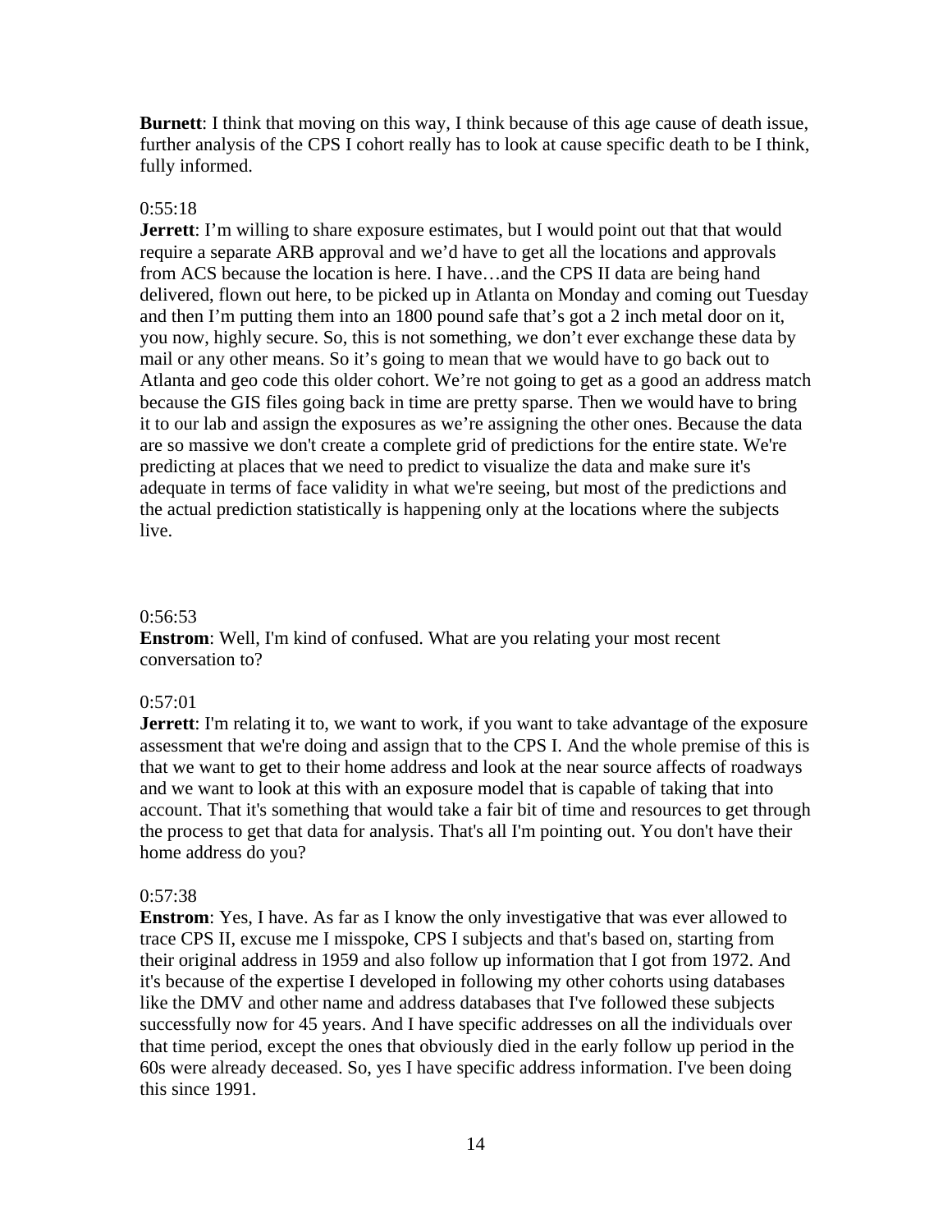**Burnett**: I think that moving on this way, I think because of this age cause of death issue, further analysis of the CPS I cohort really has to look at cause specific death to be I think, fully informed.

0:55:18

**Jerrett**: I'm willing to share exposure estimates, but I would point out that that would require a separate ARB approval and we'd have to get all the locations and approvals from ACS because the location is here. I have…and the CPS II data are being hand delivered, flown out here, to be picked up in Atlanta on Monday and coming out Tuesday and then I'm putting them into an 1800 pound safe that's got a 2 inch metal door on it, you now, highly secure. So, this is not something, we don't ever exchange these data by mail or any other means. So it's going to mean that we would have to go back out to Atlanta and geo code this older cohort. We're not going to get as a good an address match because the GIS files going back in time are pretty sparse. Then we would have to bring it to our lab and assign the exposures as we're assigning the other ones. Because the data are so massive we don't create a complete grid of predictions for the entire state. We're predicting at places that we need to predict to visualize the data and make sure it's adequate in terms of face validity in what we're seeing, but most of the predictions and the actual prediction statistically is happening only at the locations where the subjects live.

0:56:53

**Enstrom**: Well, I'm kind of confused. What are you relating your most recent conversation to?

0:57:01

**Jerrett**: I'm relating it to, we want to work, if you want to take advantage of the exposure assessment that we're doing and assign that to the CPS I. And the whole premise of this is that we want to get to their home address and look at the near source affects of roadways and we want to look at this with an exposure model that is capable of taking that into account. That it's something that would take a fair bit of time and resources to get through the process to get that data for analysis. That's all I'm pointing out. You don't have their home address do you?

0:57:38

**Enstrom**: Yes, I have. As far as I know the only investigative that was ever allowed to trace CPS II, excuse me I misspoke, CPS I subjects and that's based on, starting from their original address in 1959 and also follow up information that I got from 1972. And it's because of the expertise I developed in following my other cohorts using databases like the DMV and other name and address databases that I've followed these subjects successfully now for 45 years. And I have specific addresses on all the individuals over that time period, except the ones that obviously died in the early follow up period in the 60s were already deceased. So, yes I have specific address information. I've been doing this since 1991.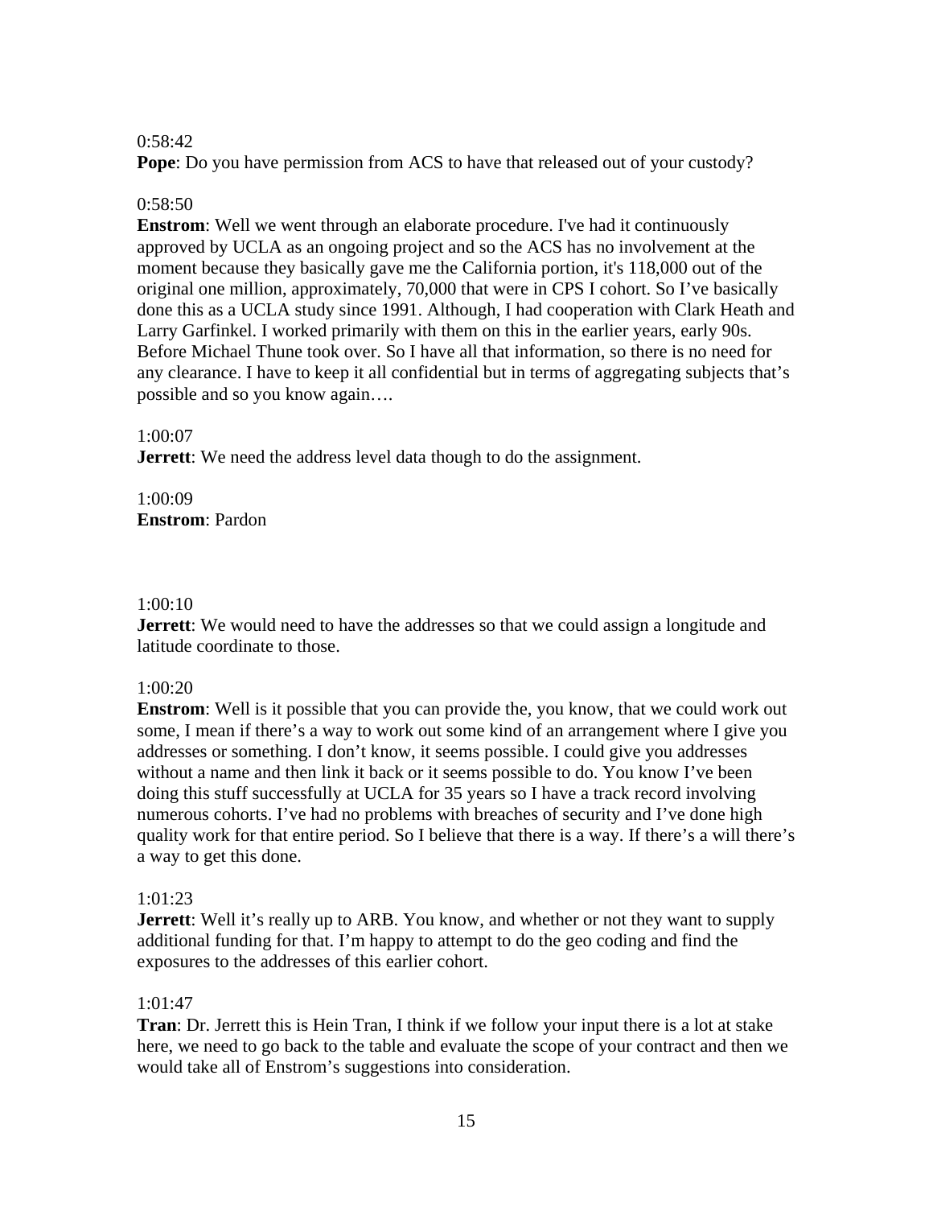0:58:42

**Pope**: Do you have permission from ACS to have that released out of your custody?

0:58:50

**Enstrom**: Well we went through an elaborate procedure. I've had it continuously approved by UCLA as an ongoing project and so the ACS has no involvement at the moment because they basically gave me the California portion, it's 118,000 out of the original one million, approximately, 70,000 that were in CPS I cohort. So I've basically done this as a UCLA study since 1991. Although, I had cooperation with Clark Heath and Larry Garfinkel. I worked primarily with them on this in the earlier years, early 90s. Before Michael Thune took over. So I have all that information, so there is no need for any clearance. I have to keep it all confidential but in terms of aggregating subjects that's possible and so you know again….

1:00:07

**Jerrett**: We need the address level data though to do the assignment.

1:00:09

**Enstrom**: Pardon

1:00:10

**Jerrett**: We would need to have the addresses so that we could assign a longitude and latitude coordinate to those.

1:00:20

**Enstrom**: Well is it possible that you can provide the, you know, that we could work out some, I mean if there's a way to work out some kind of an arrangement where I give you addresses or something. I don't know, it seems possible. I could give you addresses without a name and then link it back or it seems possible to do. You know I've been doing this stuff successfully at UCLA for 35 years so I have a track record involving numerous cohorts. I've had no problems with breaches of security and I've done high quality work for that entire period. So I believe that there is a way. If there's a will there's a way to get this done.

1:01:23

**Jerrett**: Well it's really up to ARB. You know, and whether or not they want to supply additional funding for that. I'm happy to attempt to do the geo coding and find the exposures to the addresses of this earlier cohort.

1:01:47

**Tran**: Dr. Jerrett this is Hein Tran, I think if we follow your input there is a lot at stake here, we need to go back to the table and evaluate the scope of your contract and then we would take all of Enstrom's suggestions into consideration.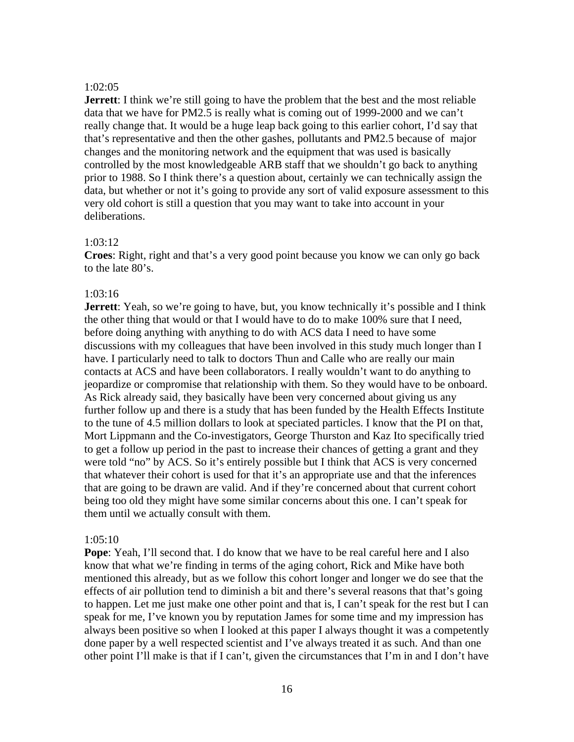1:02:05

**Jerrett**: I think we're still going to have the problem that the best and the most reliable data that we have for PM2.5 is really what is coming out of 1999-2000 and we can't really change that. It would be a huge leap back going to this earlier cohort, I'd say that that's representative and then the other gashes, pollutants and PM2.5 because of major changes and the monitoring network and the equipment that was used is basically controlled by the most knowledgeable ARB staff that we shouldn't go back to anything prior to 1988. So I think there's a question about, certainly we can technically assign the data, but whether or not it's going to provide any sort of valid exposure assessment to this very old cohort is still a question that you may want to take into account in your deliberations.

1:03:12

**Croes**: Right, right and that's a very good point because you know we can only go back to the late 80's.

1:03:16

**Jerrett**: Yeah, so we're going to have, but, you know technically it's possible and I think the other thing that would or that I would have to do to make 100% sure that I need, before doing anything with anything to do with ACS data I need to have some discussions with my colleagues that have been involved in this study much longer than I have. I particularly need to talk to doctors Thun and Calle who are really our main contacts at ACS and have been collaborators. I really wouldn't want to do anything to jeopardize or compromise that relationship with them. So they would have to be onboard. As Rick already said, they basically have been very concerned about giving us any further follow up and there is a study that has been funded by the Health Effects Institute to the tune of 4.5 million dollars to look at speciated particles. I know that the PI on that, Mort Lippmann and the Co-investigators, George Thurston and Kaz Ito specifically tried to get a follow up period in the past to increase their chances of getting a grant and they were told "no" by ACS. So it's entirely possible but I think that ACS is very concerned that whatever their cohort is used for that it's an appropriate use and that the inferences that are going to be drawn are valid. And if they're concerned about that current cohort being too old they might have some similar concerns about this one. I can't speak for them until we actually consult with them.

1:05:10

**Pope**: Yeah, I'll second that. I do know that we have to be real careful here and I also know that what we're finding in terms of the aging cohort, Rick and Mike have both mentioned this already, but as we follow this cohort longer and longer we do see that the effects of air pollution tend to diminish a bit and there's several reasons that that's going to happen. Let me just make one other point and that is, I can't speak for the rest but I can speak for me, I've known you by reputation James for some time and my impression has always been positive so when I looked at this paper I always thought it was a competently done paper by a well respected scientist and I've always treated it as such. And than one other point I'll make is that if I can't, given the circumstances that I'm in and I don't have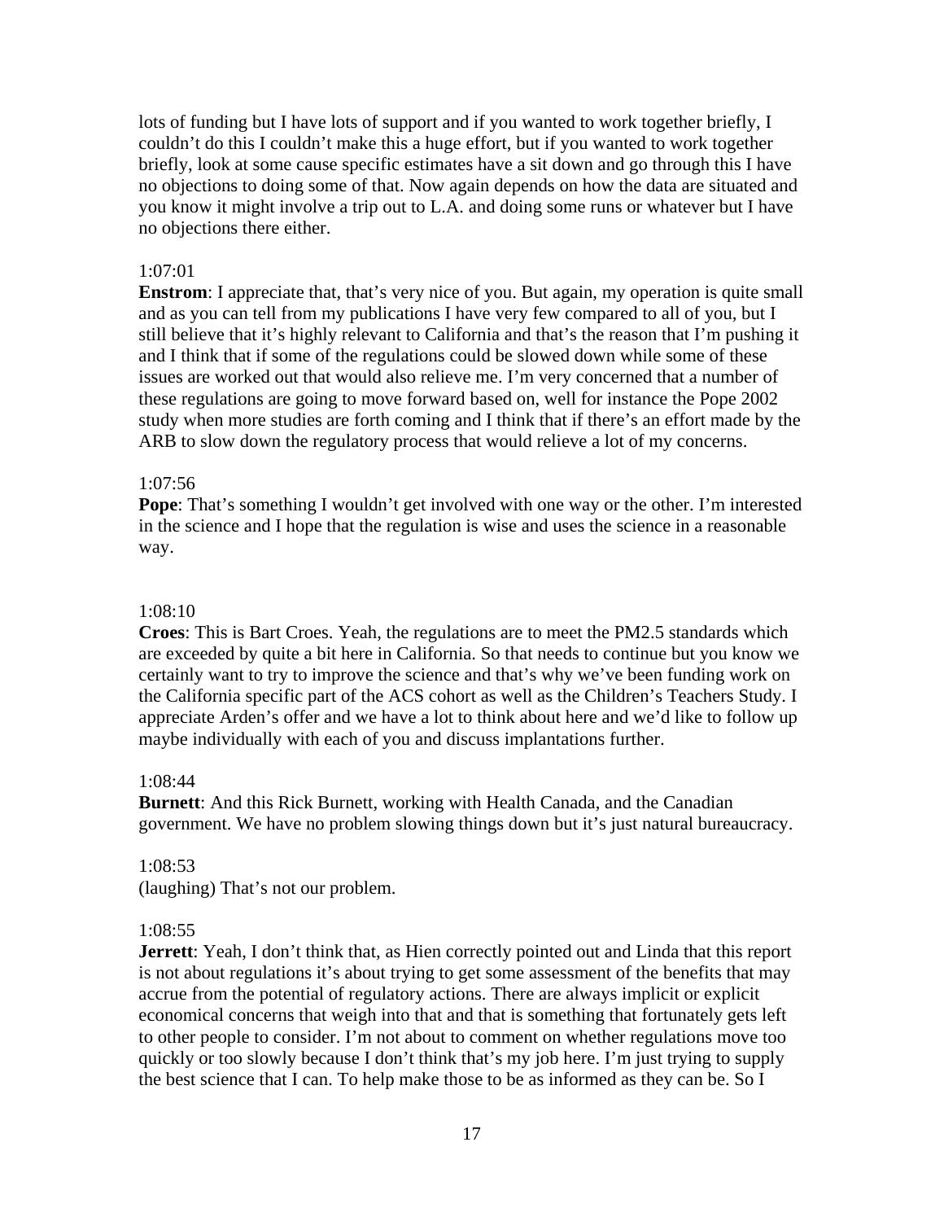lots of funding but I have lots of support and if you wanted to work together briefly, I couldn't do this I couldn't make this a huge effort, but if you wanted to work together briefly, look at some cause specific estimates have a sit down and go through this I have no objections to doing some of that. Now again depends on how the data are situated and you know it might involve a trip out to L.A. and doing some runs or whatever but I have no objections there either.

1:07:01

**Enstrom**: I appreciate that, that's very nice of you. But again, my operation is quite small and as you can tell from my publications I have very few compared to all of you, but I still believe that it's highly relevant to California and that's the reason that I'm pushing it and I think that if some of the regulations could be slowed down while some of these issues are worked out that would also relieve me. I'm very concerned that a number of these regulations are going to move forward based on, well for instance the Pope 2002 study when more studies are forth coming and I think that if there's an effort made by the ARB to slow down the regulatory process that would relieve a lot of my concerns.

1:07:56

**Pope**: That's something I wouldn't get involved with one way or the other. I'm interested in the science and I hope that the regulation is wise and uses the science in a reasonable way.

1:08:10

**Croes**: This is Bart Croes. Yeah, the regulations are to meet the PM2.5 standards which are exceeded by quite a bit here in California. So that needs to continue but you know we certainly want to try to improve the science and that's why we've been funding work on the California specific part of the ACS cohort as well as the Children's Teachers Study. I appreciate Arden's offer and we have a lot to think about here and we'd like to follow up maybe individually with each of you and discuss implantations further.

1:08:44

**Burnett**: And this Rick Burnett, working with Health Canada, and the Canadian government. We have no problem slowing things down but it's just natural bureaucracy.

1:08:53

(laughing) That's not our problem.

1:08:55

**Jerrett**: Yeah, I don't think that, as Hien correctly pointed out and Linda that this report is not about regulations it's about trying to get some assessment of the benefits that may accrue from the potential of regulatory actions. There are always implicit or explicit economical concerns that weigh into that and that is something that fortunately gets left to other people to consider. I'm not about to comment on whether regulations move too quickly or too slowly because I don't think that's my job here. I'm just trying to supply the best science that I can. To help make those to be as informed as they can be. So I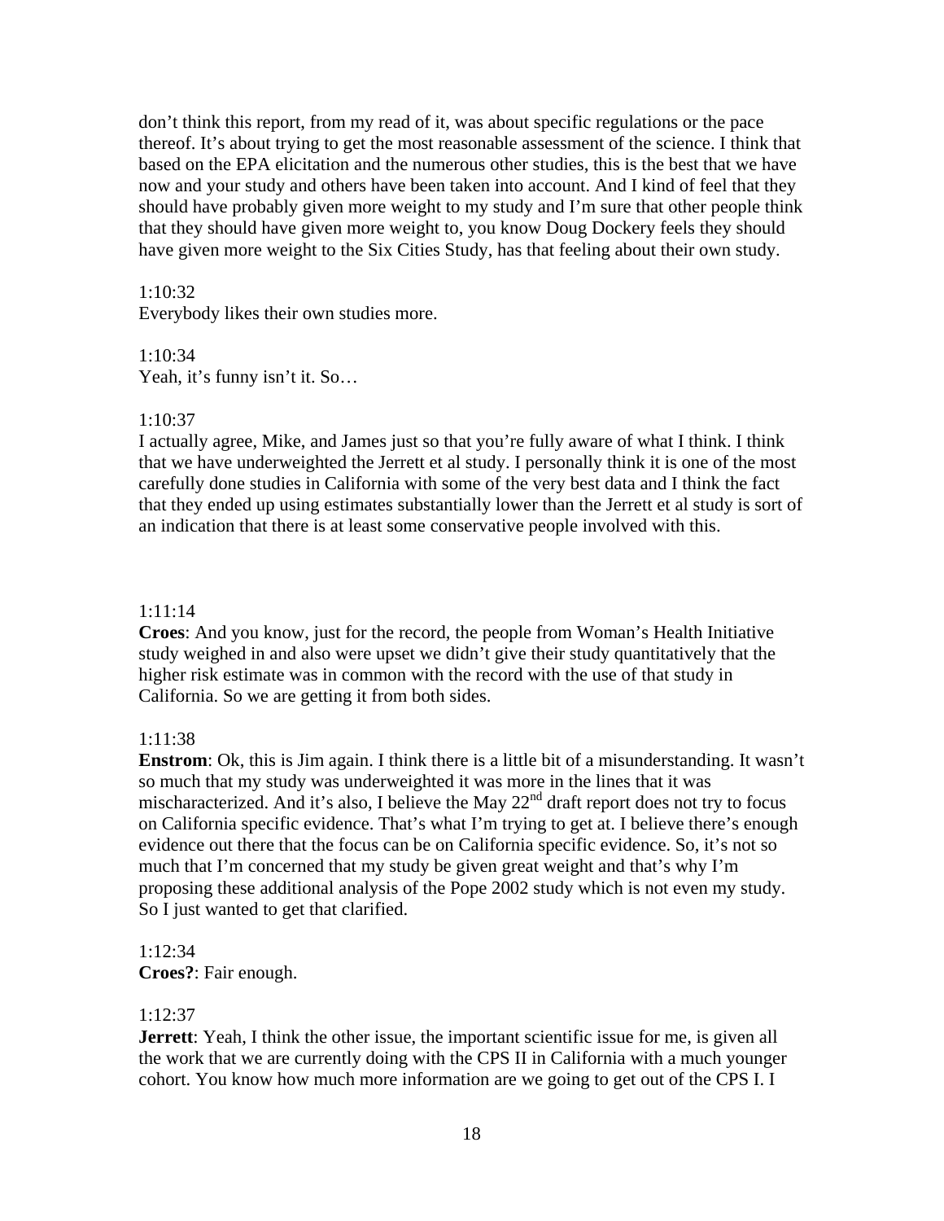don't think this report, from my read of it, was about specific regulations or the pace thereof. It's about trying to get the most reasonable assessment of the science. I think that based on the EPA elicitation and the numerous other studies, this is the best that we have now and your study and others have been taken into account. And I kind of feel that they should have probably given more weight to my study and I'm sure that other people think that they should have given more weight to, you know Doug Dockery feels they should have given more weight to the Six Cities Study, has that feeling about their own study.

1:10:32
Everybody likes their own studies more.

1:10:34
Yeah, it's funny isn't it. So…

1:10:37
I actually agree, Mike, and James just so that you're fully aware of what I think. I think that we have underweighted the Jerrett et al study. I personally think it is one of the most carefully done studies in California with some of the very best data and I think the fact that they ended up using estimates substantially lower than the Jerrett et al study is sort of an indication that there is at least some conservative people involved with this.

1:11:14
**Croes**: And you know, just for the record, the people from Woman's Health Initiative study weighed in and also were upset we didn't give their study quantitatively that the higher risk estimate was in common with the record with the use of that study in California. So we are getting it from both sides.

1:11:38
**Enstrom**: Ok, this is Jim again. I think there is a little bit of a misunderstanding. It wasn't so much that my study was underweighted it was more in the lines that it was mischaracterized. And it's also, I believe the May 22nd draft report does not try to focus on California specific evidence. That's what I'm trying to get at. I believe there's enough evidence out there that the focus can be on California specific evidence. So, it's not so much that I'm concerned that my study be given great weight and that's why I'm proposing these additional analysis of the Pope 2002 study which is not even my study. So I just wanted to get that clarified.

1:12:34
**Croes?**: Fair enough.

1:12:37
**Jerrett**: Yeah, I think the other issue, the important scientific issue for me, is given all the work that we are currently doing with the CPS II in California with a much younger cohort. You know how much more information are we going to get out of the CPS I. I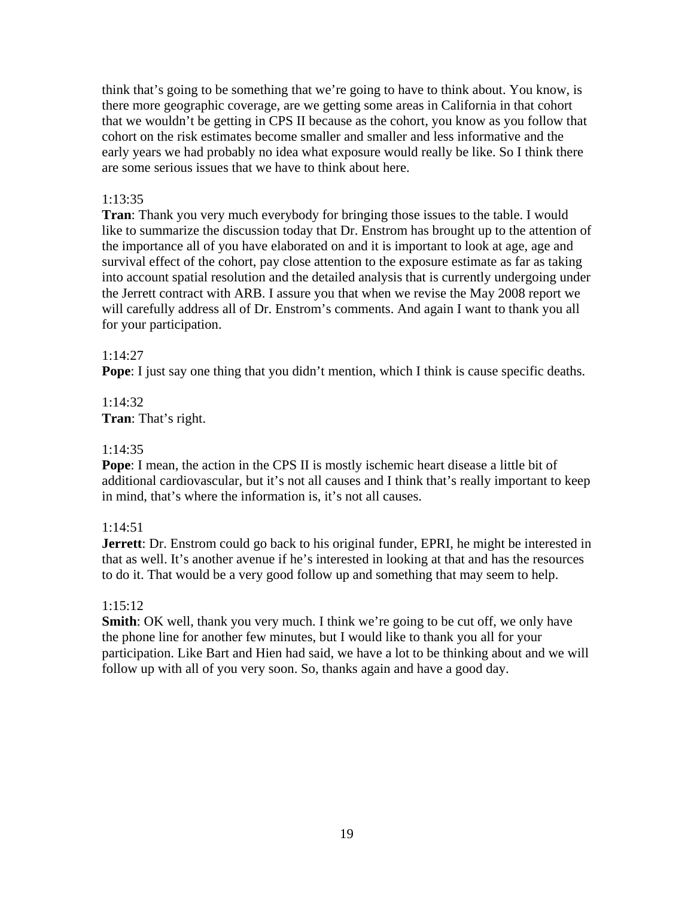think that's going to be something that we're going to have to think about. You know, is there more geographic coverage, are we getting some areas in California in that cohort that we wouldn't be getting in CPS II because as the cohort, you know as you follow that cohort on the risk estimates become smaller and smaller and less informative and the early years we had probably no idea what exposure would really be like. So I think there are some serious issues that we have to think about here.

1:13:35
**Tran**: Thank you very much everybody for bringing those issues to the table. I would like to summarize the discussion today that Dr. Enstrom has brought up to the attention of the importance all of you have elaborated on and it is important to look at age, age and survival effect of the cohort, pay close attention to the exposure estimate as far as taking into account spatial resolution and the detailed analysis that is currently undergoing under the Jerrett contract with ARB. I assure you that when we revise the May 2008 report we will carefully address all of Dr. Enstrom's comments. And again I want to thank you all for your participation.

1:14:27
**Pope**: I just say one thing that you didn't mention, which I think is cause specific deaths.

1:14:32
**Tran**: That's right.

1:14:35
**Pope**: I mean, the action in the CPS II is mostly ischemic heart disease a little bit of additional cardiovascular, but it's not all causes and I think that's really important to keep in mind, that's where the information is, it's not all causes.

1:14:51
**Jerrett**: Dr. Enstrom could go back to his original funder, EPRI, he might be interested in that as well. It's another avenue if he's interested in looking at that and has the resources to do it. That would be a very good follow up and something that may seem to help.

1:15:12
**Smith**: OK well, thank you very much. I think we're going to be cut off, we only have the phone line for another few minutes, but I would like to thank you all for your participation. Like Bart and Hien had said, we have a lot to be thinking about and we will follow up with all of you very soon. So, thanks again and have a good day.